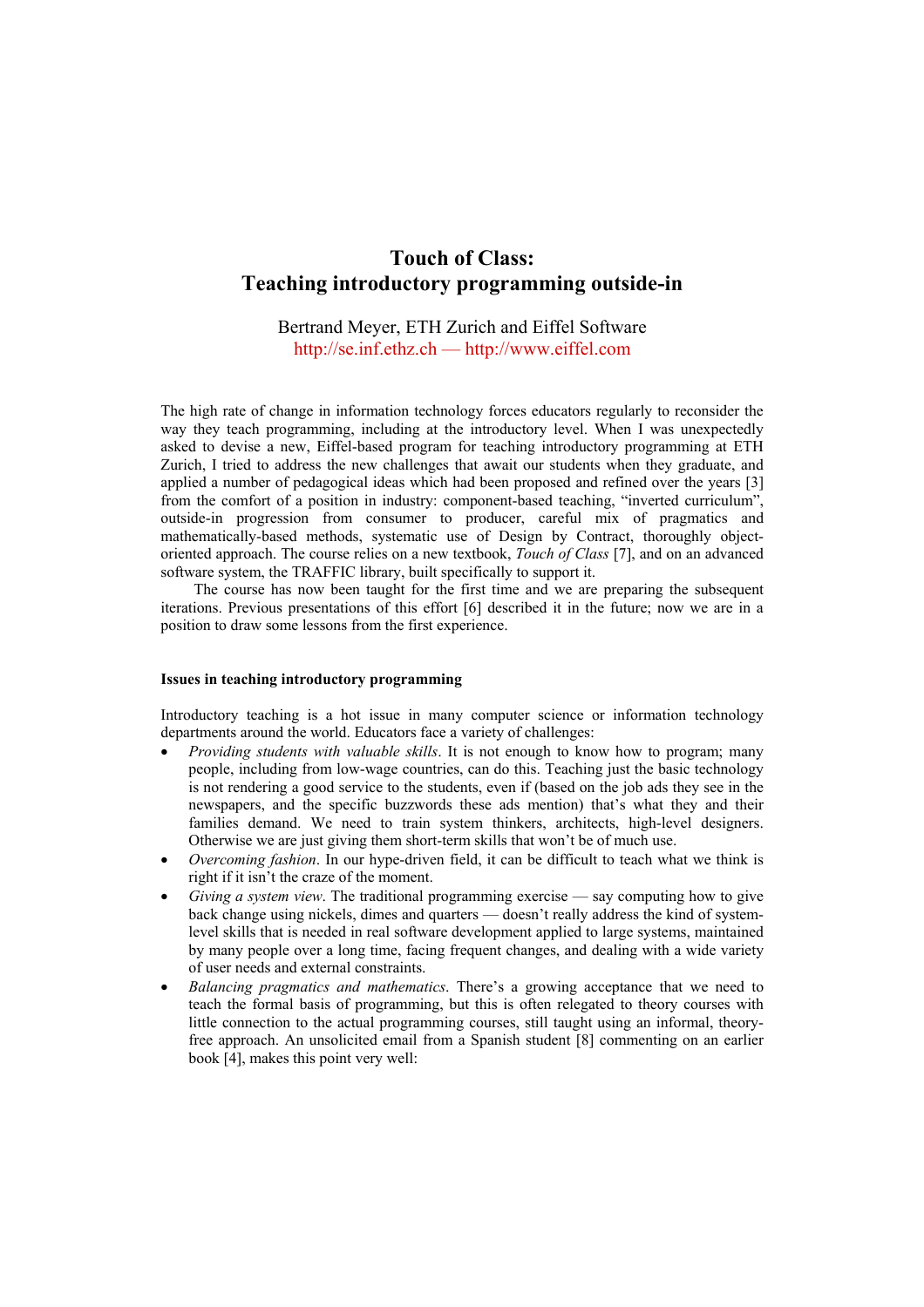# Touch of Class: Teaching introductory programming outside-in

Bertrand Meyer, ETH Zurich and Eiffel Software
http://se.inf.ethz.ch — http://www.eiffel.com

The high rate of change in information technology forces educators regularly to reconsider the way they teach programming, including at the introductory level. When I was unexpectedly asked to devise a new, Eiffel-based program for teaching introductory programming at ETH Zurich, I tried to address the new challenges that await our students when they graduate, and applied a number of pedagogical ideas which had been proposed and refined over the years [3] from the comfort of a position in industry: component-based teaching, "inverted curriculum", outside-in progression from consumer to producer, careful mix of pragmatics and mathematically-based methods, systematic use of Design by Contract, thoroughly object-oriented approach. The course relies on a new textbook, *Touch of Class* [7], and on an advanced software system, the TRAFFIC library, built specifically to support it.

The course has now been taught for the first time and we are preparing the subsequent iterations. Previous presentations of this effort [6] described it in the future; now we are in a position to draw some lessons from the first experience.

## Issues in teaching introductory programming

Introductory teaching is a hot issue in many computer science or information technology departments around the world. Educators face a variety of challenges:

- *Providing students with valuable skills*. It is not enough to know how to program; many people, including from low-wage countries, can do this. Teaching just the basic technology is not rendering a good service to the students, even if (based on the job ads they see in the newspapers, and the specific buzzwords these ads mention) that's what they and their families demand. We need to train system thinkers, architects, high-level designers. Otherwise we are just giving them short-term skills that won't be of much use.
- *Overcoming fashion*. In our hype-driven field, it can be difficult to teach what we think is right if it isn't the craze of the moment.
- *Giving a system view*. The traditional programming exercise — say computing how to give back change using nickels, dimes and quarters — doesn't really address the kind of system-level skills that is needed in real software development applied to large systems, maintained by many people over a long time, facing frequent changes, and dealing with a wide variety of user needs and external constraints.
- *Balancing pragmatics and mathematics*. There's a growing acceptance that we need to teach the formal basis of programming, but this is often relegated to theory courses with little connection to the actual programming courses, still taught using an informal, theory-free approach. An unsolicited email from a Spanish student [8] commenting on an earlier book [4], makes this point very well: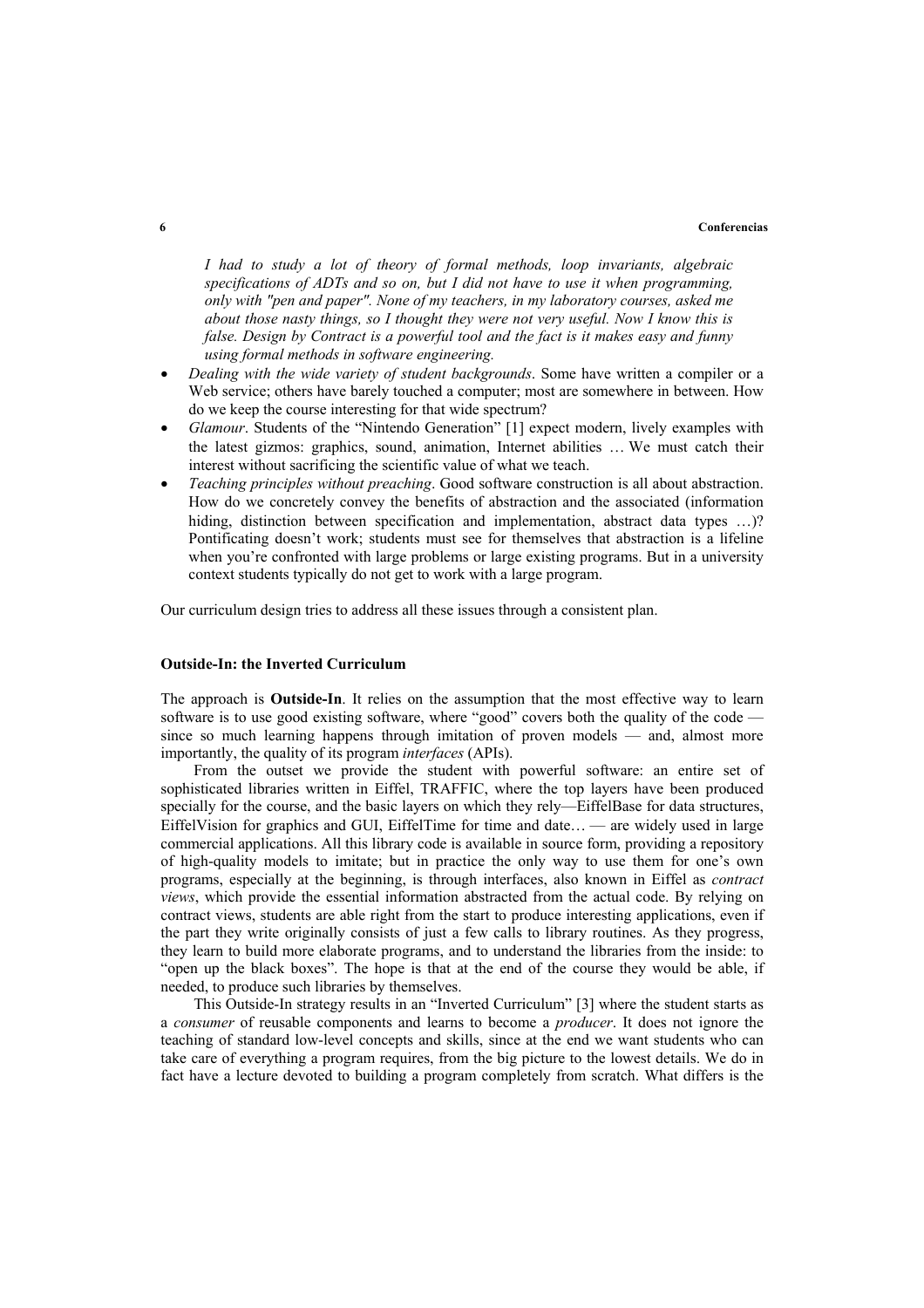*I had to study a lot of theory of formal methods, loop invariants, algebraic specifications of ADTs and so on, but I did not have to use it when programming, only with "pen and paper". None of my teachers, in my laboratory courses, asked me about those nasty things, so I thought they were not very useful. Now I know this is false. Design by Contract is a powerful tool and the fact is it makes easy and funny using formal methods in software engineering.*

- *Dealing with the wide variety of student backgrounds*. Some have written a compiler or a Web service; others have barely touched a computer; most are somewhere in between. How do we keep the course interesting for that wide spectrum?
- *Glamour*. Students of the "Nintendo Generation" [1] expect modern, lively examples with the latest gizmos: graphics, sound, animation, Internet abilities … We must catch their interest without sacrificing the scientific value of what we teach.
- *Teaching principles without preaching*. Good software construction is all about abstraction. How do we concretely convey the benefits of abstraction and the associated (information hiding, distinction between specification and implementation, abstract data types …)? Pontificating doesn't work; students must see for themselves that abstraction is a lifeline when you're confronted with large problems or large existing programs. But in a university context students typically do not get to work with a large program.

Our curriculum design tries to address all these issues through a consistent plan.

### Outside-In: the Inverted Curriculum

The approach is **Outside-In**. It relies on the assumption that the most effective way to learn software is to use good existing software, where "good" covers both the quality of the code — since so much learning happens through imitation of proven models — and, almost more importantly, the quality of its program *interfaces* (APIs).

From the outset we provide the student with powerful software: an entire set of sophisticated libraries written in Eiffel, TRAFFIC, where the top layers have been produced specially for the course, and the basic layers on which they rely—EiffelBase for data structures, EiffelVision for graphics and GUI, EiffelTime for time and date… — are widely used in large commercial applications. All this library code is available in source form, providing a repository of high-quality models to imitate; but in practice the only way to use them for one's own programs, especially at the beginning, is through interfaces, also known in Eiffel as *contract views*, which provide the essential information abstracted from the actual code. By relying on contract views, students are able right from the start to produce interesting applications, even if the part they write originally consists of just a few calls to library routines. As they progress, they learn to build more elaborate programs, and to understand the libraries from the inside: to "open up the black boxes". The hope is that at the end of the course they would be able, if needed, to produce such libraries by themselves.

This Outside-In strategy results in an "Inverted Curriculum" [3] where the student starts as a *consumer* of reusable components and learns to become a *producer*. It does not ignore the teaching of standard low-level concepts and skills, since at the end we want students who can take care of everything a program requires, from the big picture to the lowest details. We do in fact have a lecture devoted to building a program completely from scratch. What differs is the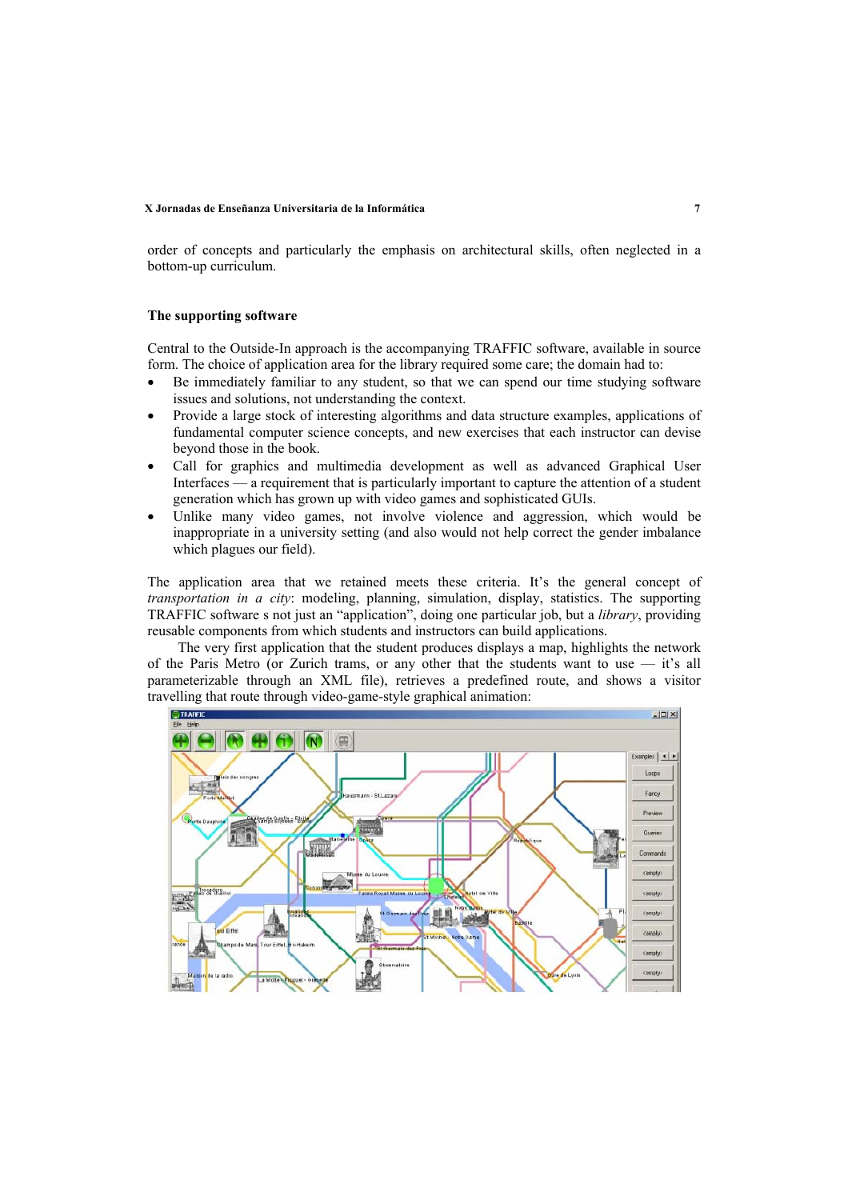order of concepts and particularly the emphasis on architectural skills, often neglected in a bottom-up curriculum.

## The supporting software

Central to the Outside-In approach is the accompanying TRAFFIC software, available in source form. The choice of application area for the library required some care; the domain had to:

- Be immediately familiar to any student, so that we can spend our time studying software issues and solutions, not understanding the context.
- Provide a large stock of interesting algorithms and data structure examples, applications of fundamental computer science concepts, and new exercises that each instructor can devise beyond those in the book.
- Call for graphics and multimedia development as well as advanced Graphical User Interfaces — a requirement that is particularly important to capture the attention of a student generation which has grown up with video games and sophisticated GUIs.
- Unlike many video games, not involve violence and aggression, which would be inappropriate in a university setting (and also would not help correct the gender imbalance which plagues our field).

The application area that we retained meets these criteria. It's the general concept of *transportation in a city*: modeling, planning, simulation, display, statistics. The supporting TRAFFIC software s not just an "application", doing one particular job, but a *library*, providing reusable components from which students and instructors can build applications.

The very first application that the student produces displays a map, highlights the network of the Paris Metro (or Zurich trams, or any other that the students want to use — it's all parameterizable through an XML file), retrieves a predefined route, and shows a visitor travelling that route through video-game-style graphical animation: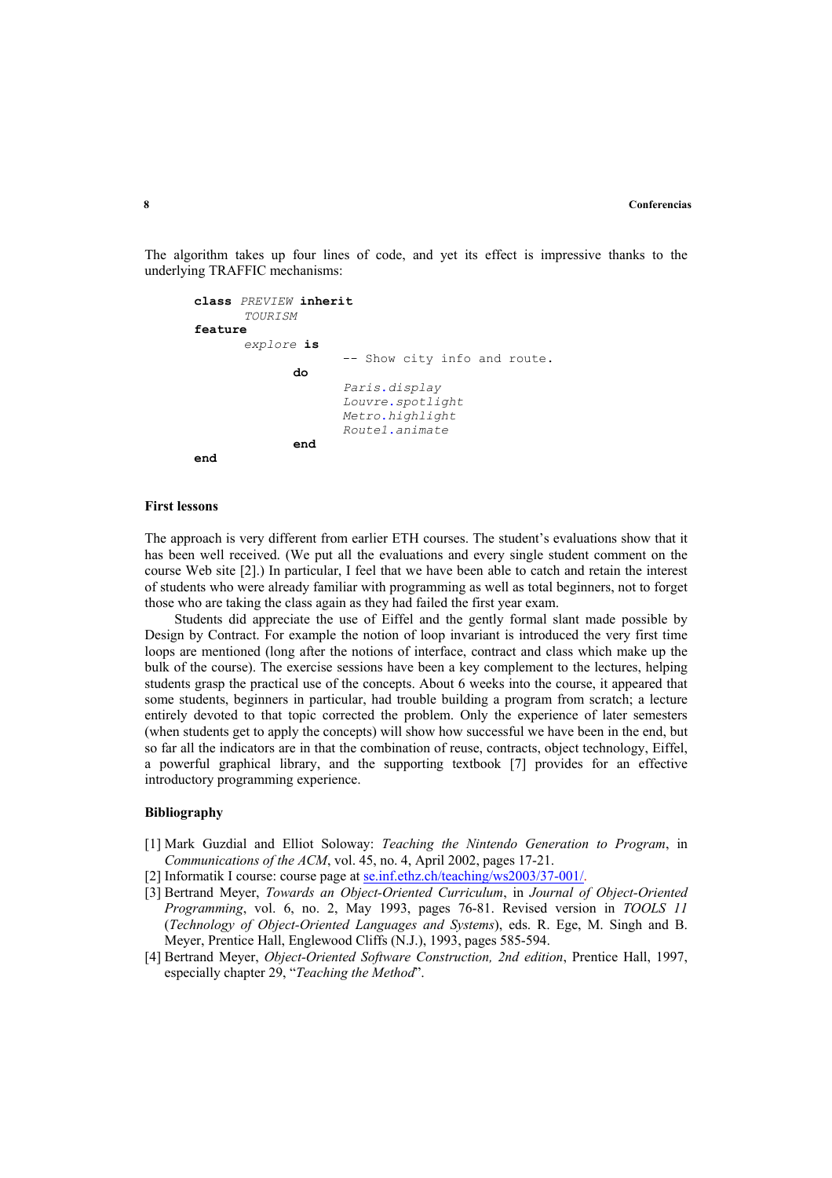The algorithm takes up four lines of code, and yet its effect is impressive thanks to the underlying TRAFFIC mechanisms:

```
class PREVIEW inherit
        TOURISM
feature
        explore is
                        -- Show city info and route.
                do
                        Paris.display
                        Louvre.spotlight
                        Metro.highlight
                        Route1.animate
                end
end
```

### First lessons

The approach is very different from earlier ETH courses. The student's evaluations show that it has been well received. (We put all the evaluations and every single student comment on the course Web site [2].) In particular, I feel that we have been able to catch and retain the interest of students who were already familiar with programming as well as total beginners, not to forget those who are taking the class again as they had failed the first year exam.

Students did appreciate the use of Eiffel and the gently formal slant made possible by Design by Contract. For example the notion of loop invariant is introduced the very first time loops are mentioned (long after the notions of interface, contract and class which make up the bulk of the course). The exercise sessions have been a key complement to the lectures, helping students grasp the practical use of the concepts. About 6 weeks into the course, it appeared that some students, beginners in particular, had trouble building a program from scratch; a lecture entirely devoted to that topic corrected the problem. Only the experience of later semesters (when students get to apply the concepts) will show how successful we have been in the end, but so far all the indicators are in that the combination of reuse, contracts, object technology, Eiffel, a powerful graphical library, and the supporting textbook [7] provides for an effective introductory programming experience.

### Bibliography

[1] Mark Guzdial and Elliot Soloway: *Teaching the Nintendo Generation to Program*, in *Communications of the ACM*, vol. 45, no. 4, April 2002, pages 17-21.

[2] Informatik I course: course page at se.inf.ethz.ch/teaching/ws2003/37-001/.

[3] Bertrand Meyer, *Towards an Object-Oriented Curriculum*, in *Journal of Object-Oriented Programming*, vol. 6, no. 2, May 1993, pages 76-81. Revised version in *TOOLS 11* (*Technology of Object-Oriented Languages and Systems*), eds. R. Ege, M. Singh and B. Meyer, Prentice Hall, Englewood Cliffs (N.J.), 1993, pages 585-594.

[4] Bertrand Meyer, *Object-Oriented Software Construction, 2nd edition*, Prentice Hall, 1997, especially chapter 29, "*Teaching the Method*".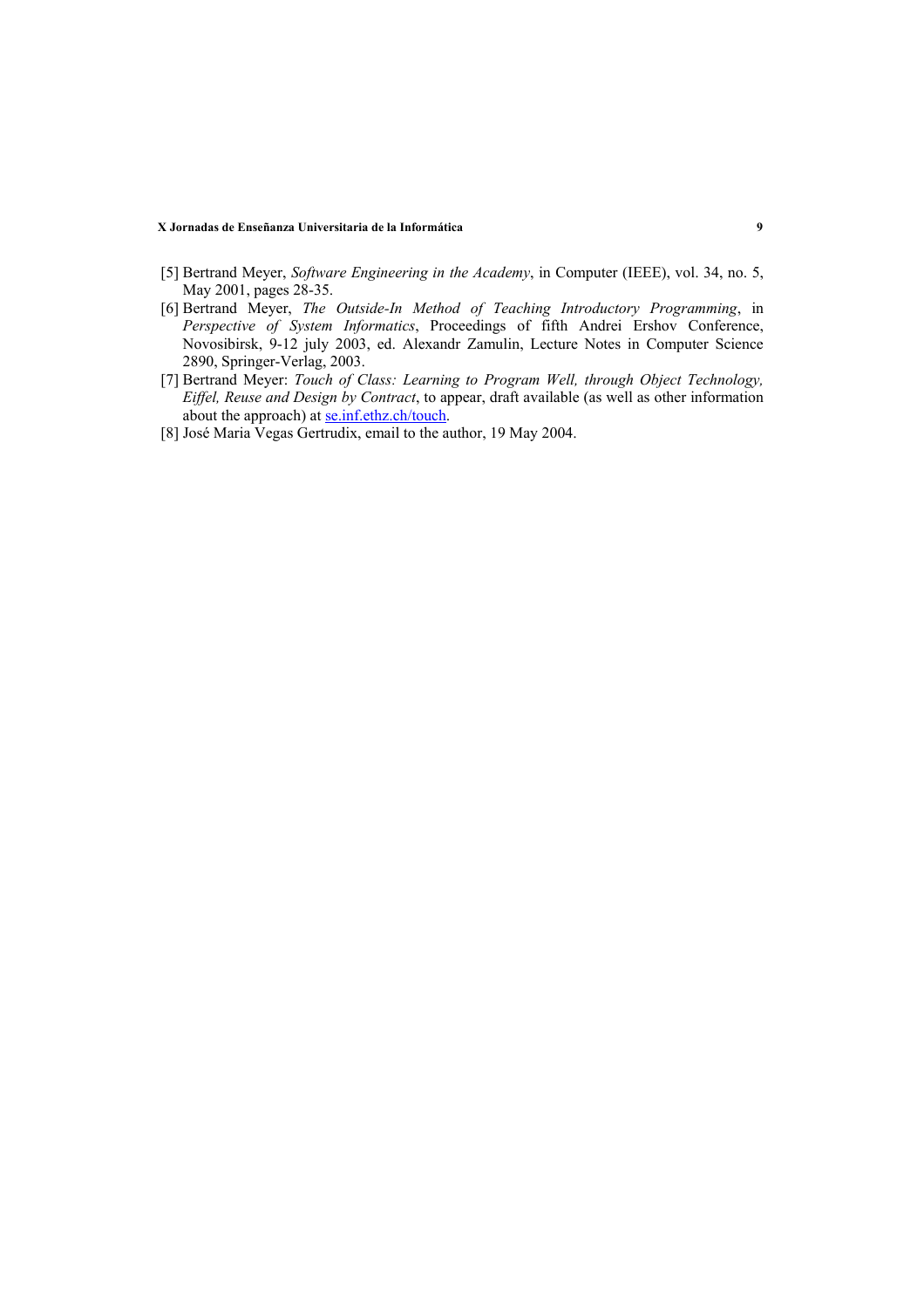[5] Bertrand Meyer, *Software Engineering in the Academy*, in Computer (IEEE), vol. 34, no. 5, May 2001, pages 28-35.

[6] Bertrand Meyer, *The Outside-In Method of Teaching Introductory Programming*, in *Perspective of System Informatics*, Proceedings of fifth Andrei Ershov Conference, Novosibirsk, 9-12 july 2003, ed. Alexandr Zamulin, Lecture Notes in Computer Science 2890, Springer-Verlag, 2003.

[7] Bertrand Meyer: *Touch of Class: Learning to Program Well, through Object Technology, Eiffel, Reuse and Design by Contract*, to appear, draft available (as well as other information about the approach) at se.inf.ethz.ch/touch.

[8] José Maria Vegas Gertrudix, email to the author, 19 May 2004.